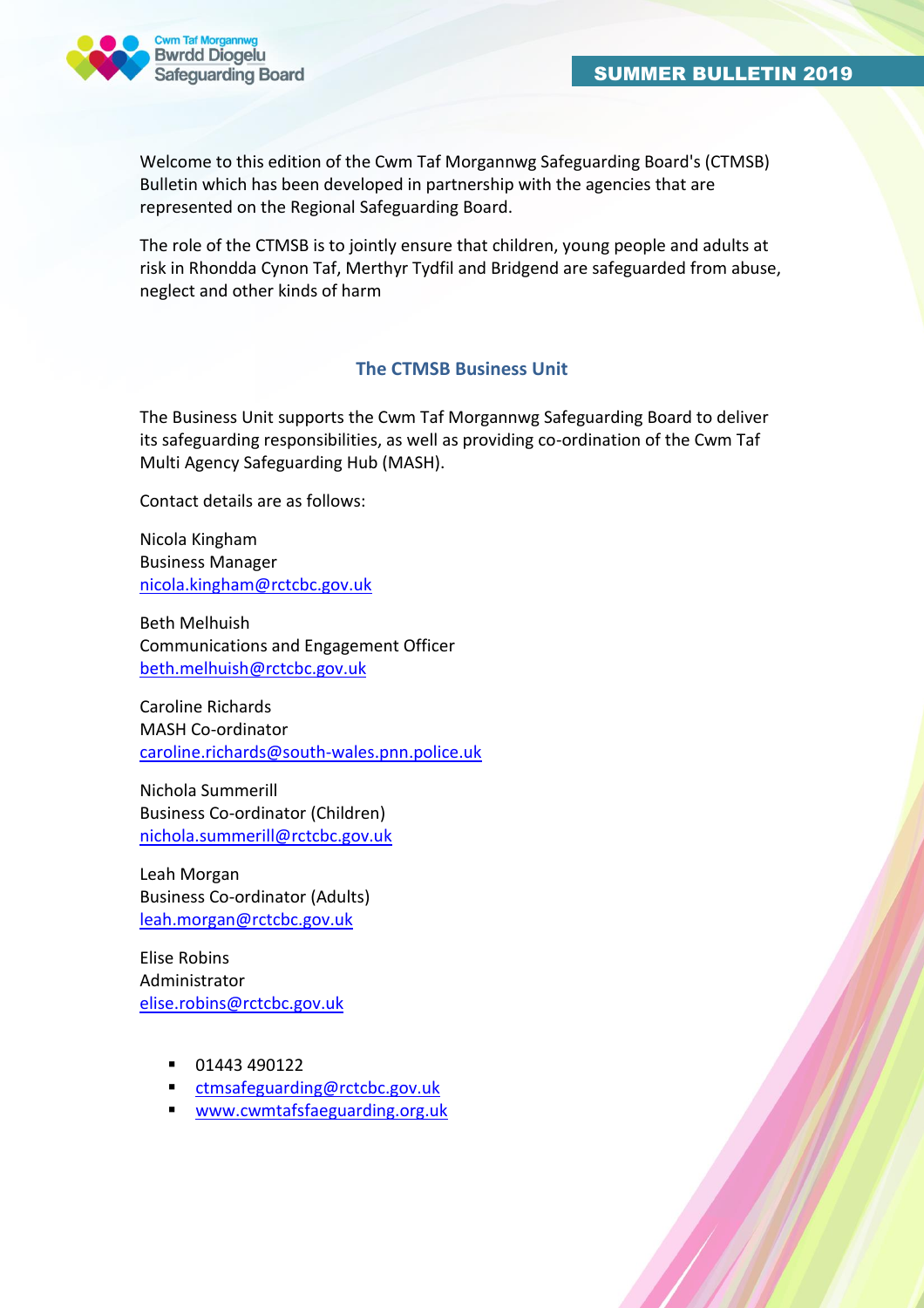Cwm Taf Morgannwg
Bwrdd Diogelu
Safeguarding Board

# SUMMER BULLETIN 2019

Welcome to this edition of the Cwm Taf Morgannwg Safeguarding Board's (CTMSB) Bulletin which has been developed in partnership with the agencies that are represented on the Regional Safeguarding Board.

The role of the CTMSB is to jointly ensure that children, young people and adults at risk in Rhondda Cynon Taf, Merthyr Tydfil and Bridgend are safeguarded from abuse, neglect and other kinds of harm

## The CTMSB Business Unit

The Business Unit supports the Cwm Taf Morgannwg Safeguarding Board to deliver its safeguarding responsibilities, as well as providing co-ordination of the Cwm Taf Multi Agency Safeguarding Hub (MASH).

Contact details are as follows:

Nicola Kingham
Business Manager
nicola.kingham@rctcbc.gov.uk

Beth Melhuish
Communications and Engagement Officer
beth.melhuish@rctcbc.gov.uk

Caroline Richards
MASH Co-ordinator
caroline.richards@south-wales.pnn.police.uk

Nichola Summerill
Business Co-ordinator (Children)
nichola.summerill@rctcbc.gov.uk

Leah Morgan
Business Co-ordinator (Adults)
leah.morgan@rctcbc.gov.uk

Elise Robins
Administrator
elise.robins@rctcbc.gov.uk

- 01443 490122
- ctmsafeguarding@rctcbc.gov.uk
- www.cwmtafsfaeguarding.org.uk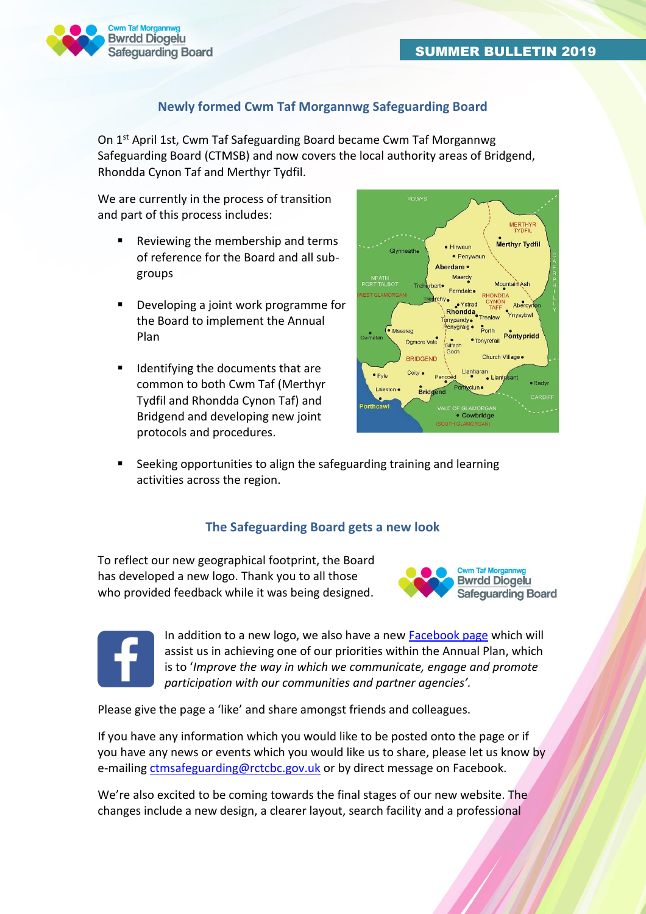## Newly formed Cwm Taf Morgannwg Safeguarding Board

On 1st April 1st, Cwm Taf Safeguarding Board became Cwm Taf Morgannwg Safeguarding Board (CTMSB) and now covers the local authority areas of Bridgend, Rhondda Cynon Taf and Merthyr Tydfil.

We are currently in the process of transition and part of this process includes:

- Reviewing the membership and terms of reference for the Board and all sub-groups
- Developing a joint work programme for the Board to implement the Annual Plan
- Identifying the documents that are common to both Cwm Taf (Merthyr Tydfil and Rhondda Cynon Taf) and Bridgend and developing new joint protocols and procedures.
- Seeking opportunities to align the safeguarding training and learning activities across the region.

## The Safeguarding Board gets a new look

To reflect our new geographical footprint, the Board has developed a new logo. Thank you to all those who provided feedback while it was being designed.

In addition to a new logo, we also have a new Facebook page which will assist us in achieving one of our priorities within the Annual Plan, which is to '*Improve the way in which we communicate, engage and promote participation with our communities and partner agencies'.*

Please give the page a 'like' and share amongst friends and colleagues.

If you have any information which you would like to be posted onto the page or if you have any news or events which you would like us to share, please let us know by e-mailing ctmsafeguarding@rctcbc.gov.uk or by direct message on Facebook.

We're also excited to be coming towards the final stages of our new website. The changes include a new design, a clearer layout, search facility and a professional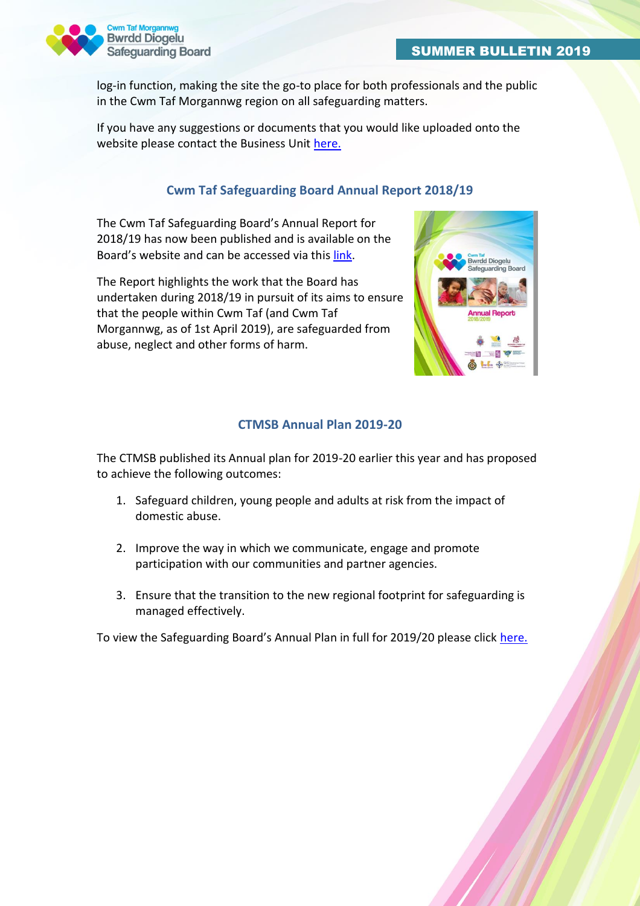log-in function, making the site the go-to place for both professionals and the public in the Cwm Taf Morgannwg region on all safeguarding matters.

If you have any suggestions or documents that you would like uploaded onto the website please contact the Business Unit here.

## Cwm Taf Safeguarding Board Annual Report 2018/19

The Cwm Taf Safeguarding Board's Annual Report for 2018/19 has now been published and is available on the Board's website and can be accessed via this link.

The Report highlights the work that the Board has undertaken during 2018/19 in pursuit of its aims to ensure that the people within Cwm Taf (and Cwm Taf Morgannwg, as of 1st April 2019), are safeguarded from abuse, neglect and other forms of harm.

## CTMSB Annual Plan 2019-20

The CTMSB published its Annual plan for 2019-20 earlier this year and has proposed to achieve the following outcomes:

1. Safeguard children, young people and adults at risk from the impact of domestic abuse.

2. Improve the way in which we communicate, engage and promote participation with our communities and partner agencies.

3. Ensure that the transition to the new regional footprint for safeguarding is managed effectively.

To view the Safeguarding Board's Annual Plan in full for 2019/20 please click here.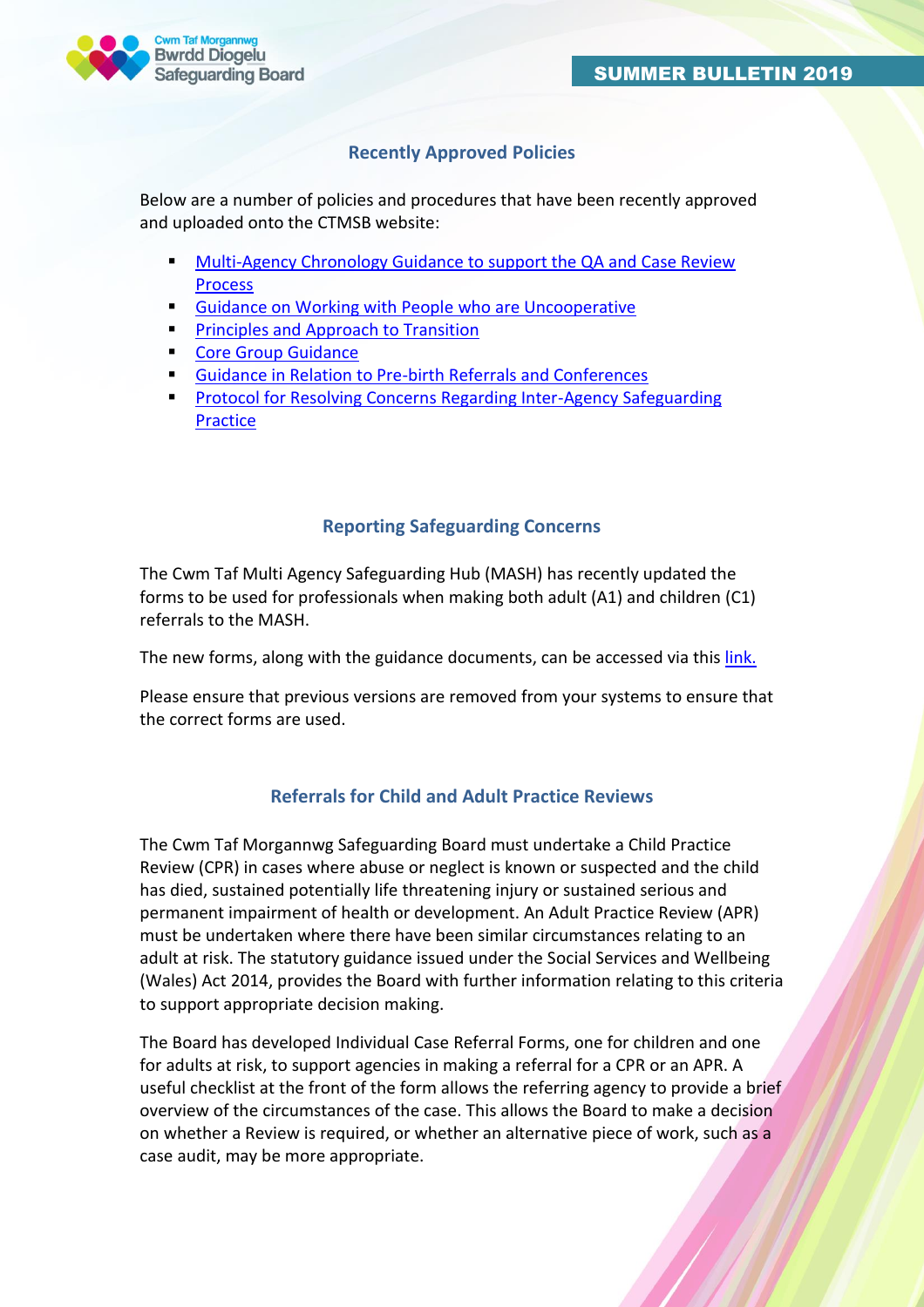## Recently Approved Policies

Below are a number of policies and procedures that have been recently approved and uploaded onto the CTMSB website:

- Multi-Agency Chronology Guidance to support the QA and Case Review Process
- Guidance on Working with People who are Uncooperative
- Principles and Approach to Transition
- Core Group Guidance
- Guidance in Relation to Pre-birth Referrals and Conferences
- Protocol for Resolving Concerns Regarding Inter-Agency Safeguarding Practice

## Reporting Safeguarding Concerns

The Cwm Taf Multi Agency Safeguarding Hub (MASH) has recently updated the forms to be used for professionals when making both adult (A1) and children (C1) referrals to the MASH.

The new forms, along with the guidance documents, can be accessed via this link.

Please ensure that previous versions are removed from your systems to ensure that the correct forms are used.

## Referrals for Child and Adult Practice Reviews

The Cwm Taf Morgannwg Safeguarding Board must undertake a Child Practice Review (CPR) in cases where abuse or neglect is known or suspected and the child has died, sustained potentially life threatening injury or sustained serious and permanent impairment of health or development. An Adult Practice Review (APR) must be undertaken where there have been similar circumstances relating to an adult at risk. The statutory guidance issued under the Social Services and Wellbeing (Wales) Act 2014, provides the Board with further information relating to this criteria to support appropriate decision making.

The Board has developed Individual Case Referral Forms, one for children and one for adults at risk, to support agencies in making a referral for a CPR or an APR. A useful checklist at the front of the form allows the referring agency to provide a brief overview of the circumstances of the case. This allows the Board to make a decision on whether a Review is required, or whether an alternative piece of work, such as a case audit, may be more appropriate.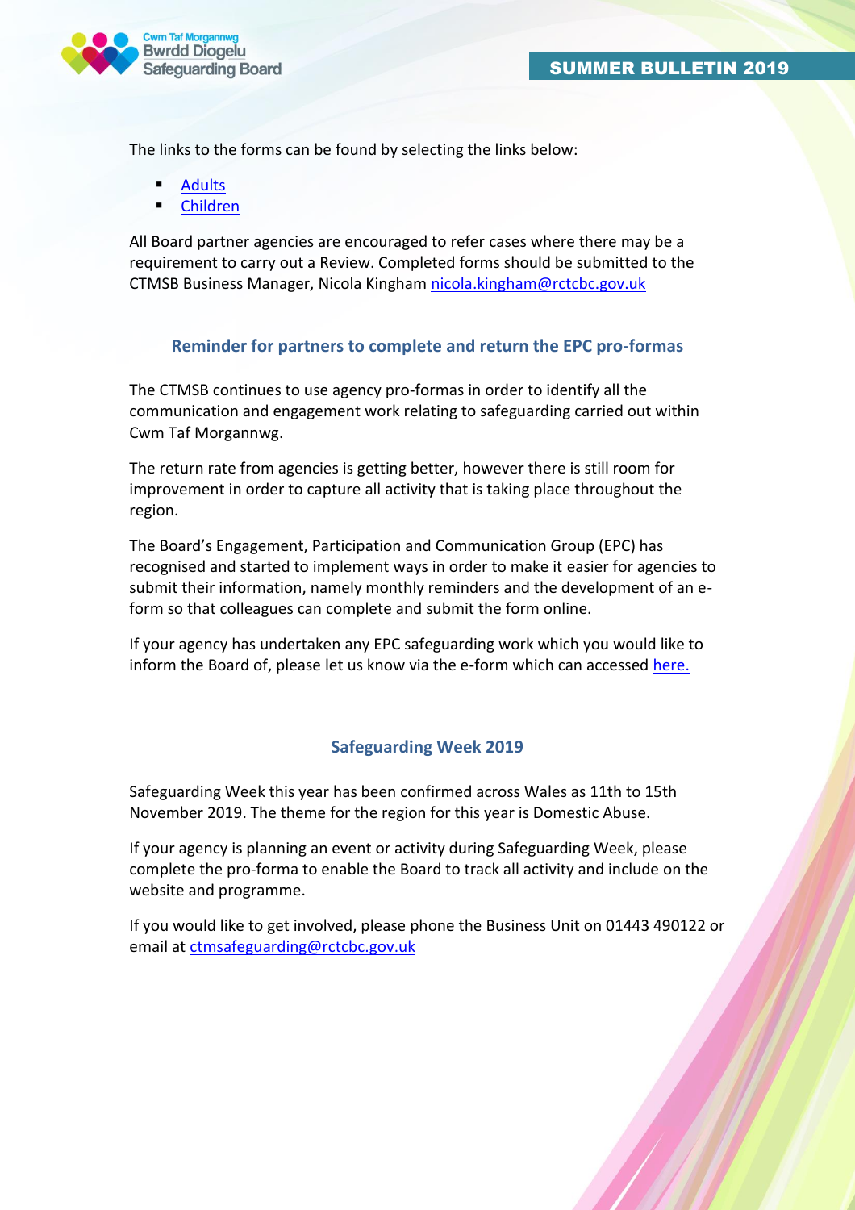The links to the forms can be found by selecting the links below:

- Adults
- Children

All Board partner agencies are encouraged to refer cases where there may be a requirement to carry out a Review. Completed forms should be submitted to the CTMSB Business Manager, Nicola Kingham nicola.kingham@rctcbc.gov.uk

## Reminder for partners to complete and return the EPC pro-formas

The CTMSB continues to use agency pro-formas in order to identify all the communication and engagement work relating to safeguarding carried out within Cwm Taf Morgannwg.

The return rate from agencies is getting better, however there is still room for improvement in order to capture all activity that is taking place throughout the region.

The Board's Engagement, Participation and Communication Group (EPC) has recognised and started to implement ways in order to make it easier for agencies to submit their information, namely monthly reminders and the development of an e-form so that colleagues can complete and submit the form online.

If your agency has undertaken any EPC safeguarding work which you would like to inform the Board of, please let us know via the e-form which can accessed here.

## Safeguarding Week 2019

Safeguarding Week this year has been confirmed across Wales as 11th to 15th November 2019. The theme for the region for this year is Domestic Abuse.

If your agency is planning an event or activity during Safeguarding Week, please complete the pro-forma to enable the Board to track all activity and include on the website and programme.

If you would like to get involved, please phone the Business Unit on 01443 490122 or email at ctmsafeguarding@rctcbc.gov.uk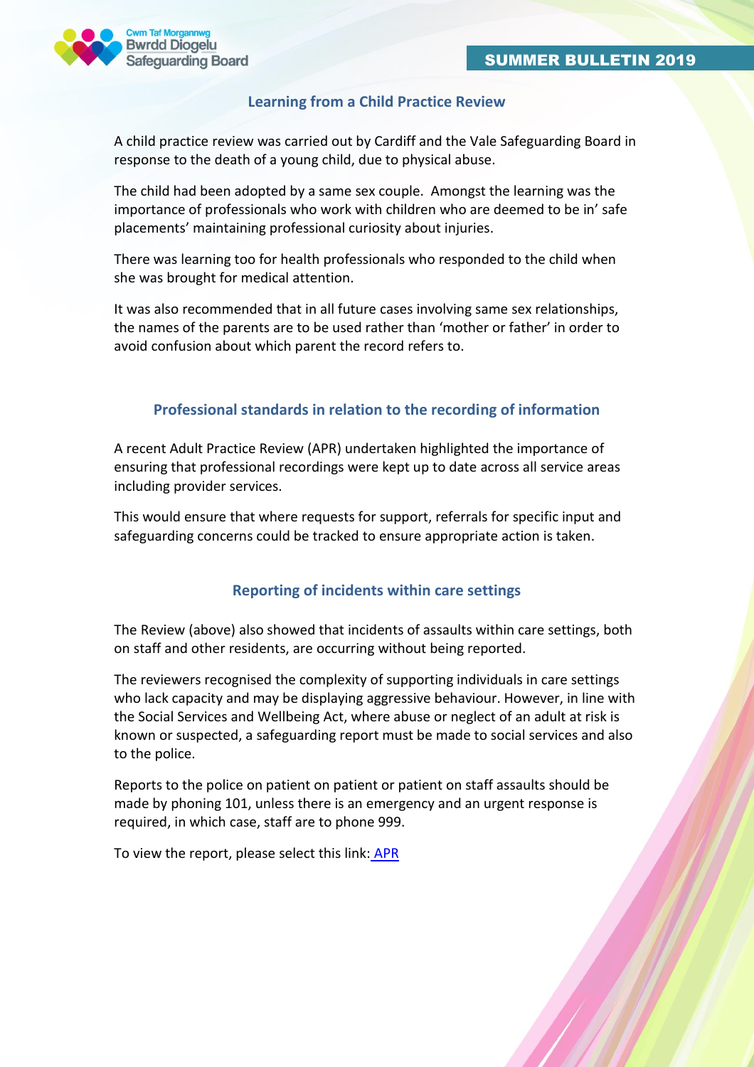## Learning from a Child Practice Review

A child practice review was carried out by Cardiff and the Vale Safeguarding Board in response to the death of a young child, due to physical abuse.

The child had been adopted by a same sex couple. Amongst the learning was the importance of professionals who work with children who are deemed to be in' safe placements' maintaining professional curiosity about injuries.

There was learning too for health professionals who responded to the child when she was brought for medical attention.

It was also recommended that in all future cases involving same sex relationships, the names of the parents are to be used rather than 'mother or father' in order to avoid confusion about which parent the record refers to.

## Professional standards in relation to the recording of information

A recent Adult Practice Review (APR) undertaken highlighted the importance of ensuring that professional recordings were kept up to date across all service areas including provider services.

This would ensure that where requests for support, referrals for specific input and safeguarding concerns could be tracked to ensure appropriate action is taken.

## Reporting of incidents within care settings

The Review (above) also showed that incidents of assaults within care settings, both on staff and other residents, are occurring without being reported.

The reviewers recognised the complexity of supporting individuals in care settings who lack capacity and may be displaying aggressive behaviour. However, in line with the Social Services and Wellbeing Act, where abuse or neglect of an adult at risk is known or suspected, a safeguarding report must be made to social services and also to the police.

Reports to the police on patient on patient or patient on staff assaults should be made by phoning 101, unless there is an emergency and an urgent response is required, in which case, staff are to phone 999.

To view the report, please select this link: APR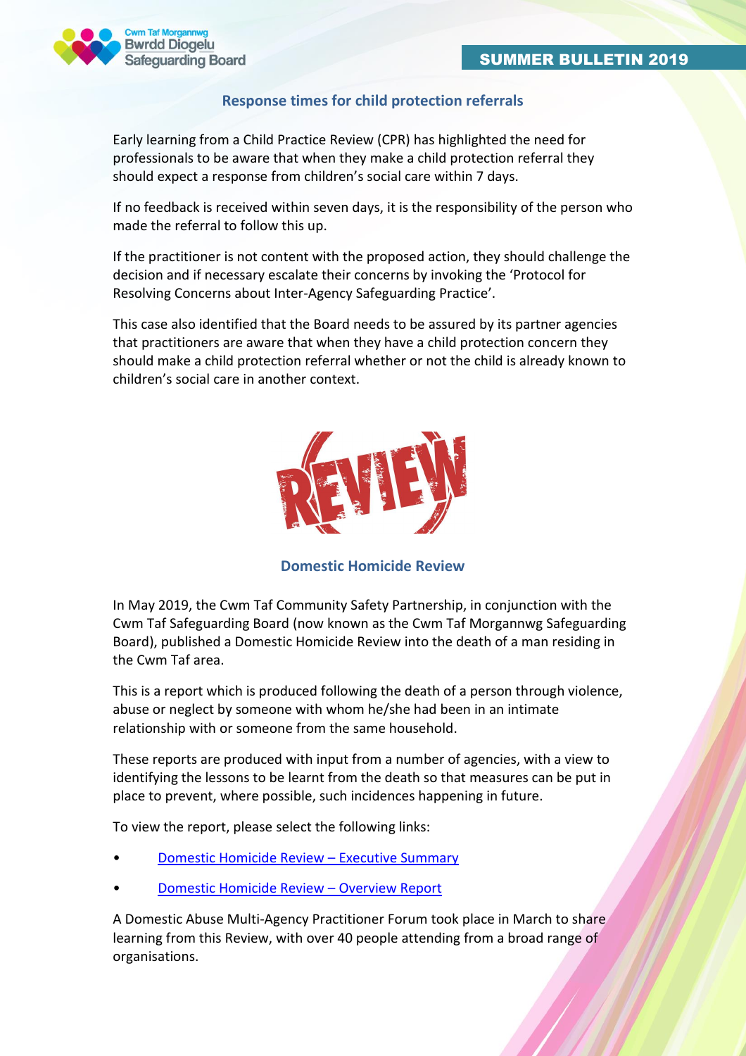## Response times for child protection referrals

Early learning from a Child Practice Review (CPR) has highlighted the need for professionals to be aware that when they make a child protection referral they should expect a response from children's social care within 7 days.

If no feedback is received within seven days, it is the responsibility of the person who made the referral to follow this up.

If the practitioner is not content with the proposed action, they should challenge the decision and if necessary escalate their concerns by invoking the 'Protocol for Resolving Concerns about Inter-Agency Safeguarding Practice'.

This case also identified that the Board needs to be assured by its partner agencies that practitioners are aware that when they have a child protection concern they should make a child protection referral whether or not the child is already known to children's social care in another context.

## Domestic Homicide Review

In May 2019, the Cwm Taf Community Safety Partnership, in conjunction with the Cwm Taf Safeguarding Board (now known as the Cwm Taf Morgannwg Safeguarding Board), published a Domestic Homicide Review into the death of a man residing in the Cwm Taf area.

This is a report which is produced following the death of a person through violence, abuse or neglect by someone with whom he/she had been in an intimate relationship with or someone from the same household.

These reports are produced with input from a number of agencies, with a view to identifying the lessons to be learnt from the death so that measures can be put in place to prevent, where possible, such incidences happening in future.

To view the report, please select the following links:

- Domestic Homicide Review – Executive Summary
- Domestic Homicide Review – Overview Report

A Domestic Abuse Multi-Agency Practitioner Forum took place in March to share learning from this Review, with over 40 people attending from a broad range of organisations.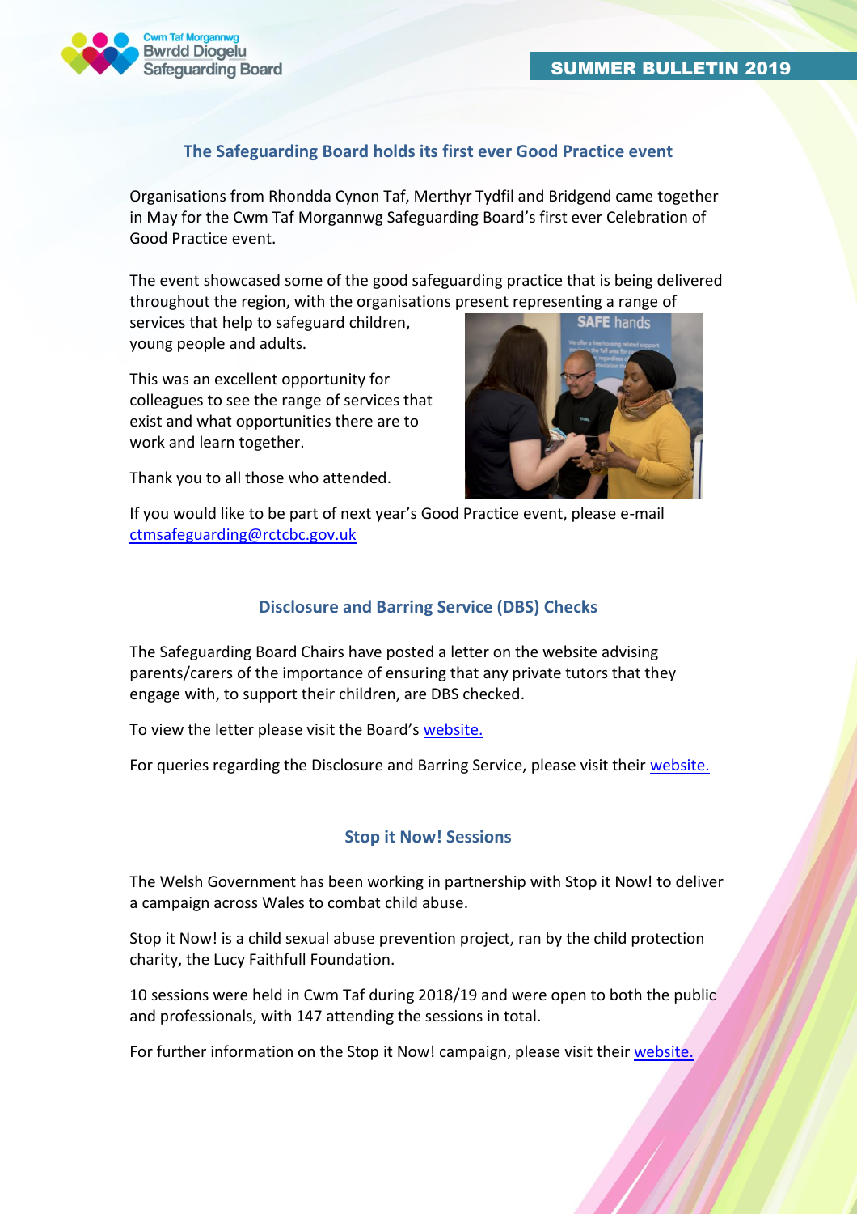## The Safeguarding Board holds its first ever Good Practice event

Organisations from Rhondda Cynon Taf, Merthyr Tydfil and Bridgend came together in May for the Cwm Taf Morgannwg Safeguarding Board's first ever Celebration of Good Practice event.

The event showcased some of the good safeguarding practice that is being delivered throughout the region, with the organisations present representing a range of services that help to safeguard children, young people and adults.

This was an excellent opportunity for colleagues to see the range of services that exist and what opportunities there are to work and learn together.

Thank you to all those who attended.

If you would like to be part of next year's Good Practice event, please e-mail [ctmsafeguarding@rctcbc.gov.uk](mailto:ctmsafeguarding@rctcbc.gov.uk)

## Disclosure and Barring Service (DBS) Checks

The Safeguarding Board Chairs have posted a letter on the website advising parents/carers of the importance of ensuring that any private tutors that they engage with, to support their children, are DBS checked.

To view the letter please visit the Board's website.

For queries regarding the Disclosure and Barring Service, please visit their website.

## Stop it Now! Sessions

The Welsh Government has been working in partnership with Stop it Now! to deliver a campaign across Wales to combat child abuse.

Stop it Now! is a child sexual abuse prevention project, ran by the child protection charity, the Lucy Faithfull Foundation.

10 sessions were held in Cwm Taf during 2018/19 and were open to both the public and professionals, with 147 attending the sessions in total.

For further information on the Stop it Now! campaign, please visit their website.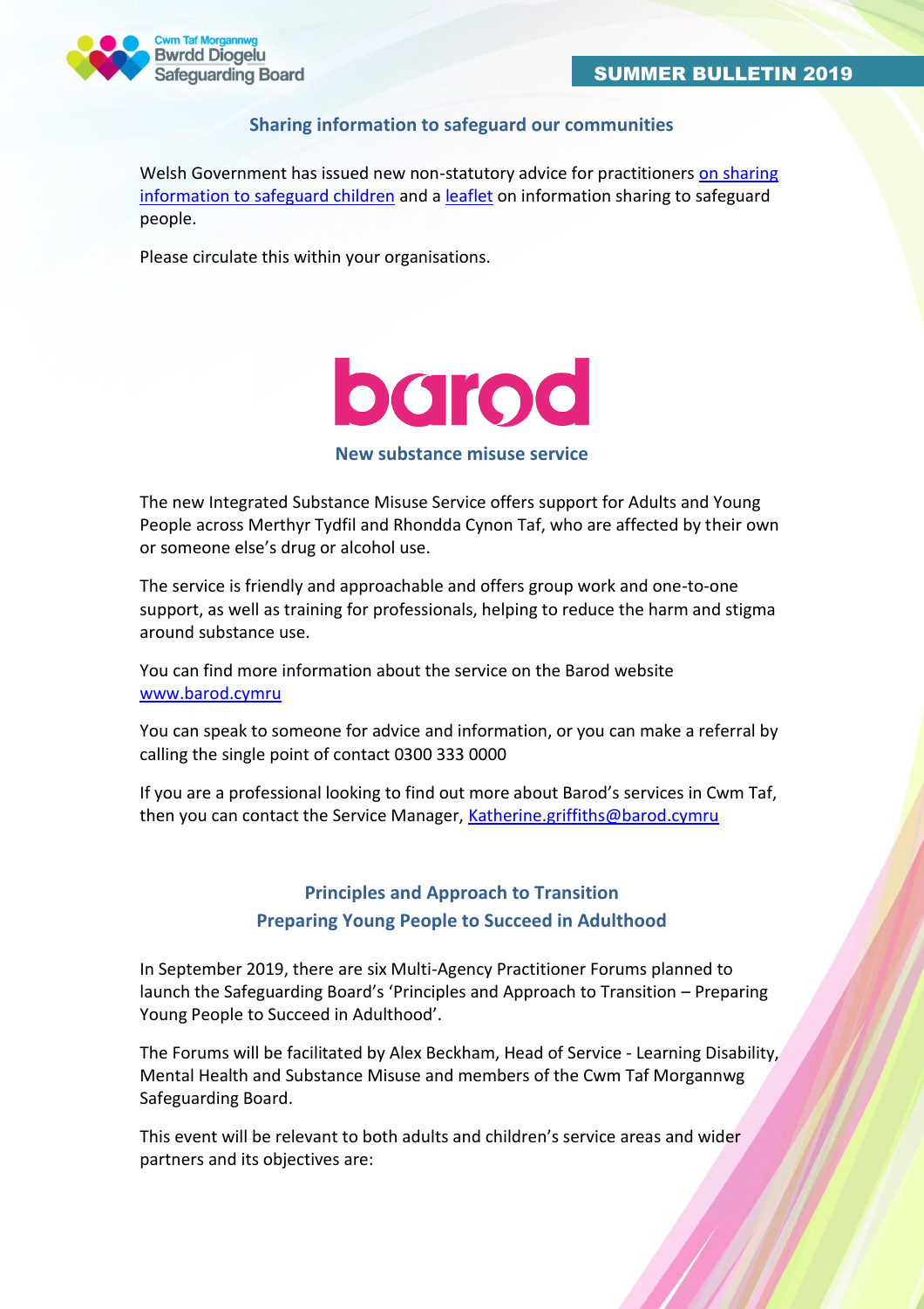## Sharing information to safeguard our communities

Welsh Government has issued new non-statutory advice for practitioners on sharing information to safeguard children and a leaflet on information sharing to safeguard people.

Please circulate this within your organisations.

barod

## New substance misuse service

The new Integrated Substance Misuse Service offers support for Adults and Young People across Merthyr Tydfil and Rhondda Cynon Taf, who are affected by their own or someone else's drug or alcohol use.

The service is friendly and approachable and offers group work and one-to-one support, as well as training for professionals, helping to reduce the harm and stigma around substance use.

You can find more information about the service on the Barod website www.barod.cymru

You can speak to someone for advice and information, or you can make a referral by calling the single point of contact 0300 333 0000

If you are a professional looking to find out more about Barod's services in Cwm Taf, then you can contact the Service Manager, Katherine.griffiths@barod.cymru

## Principles and Approach to Transition
## Preparing Young People to Succeed in Adulthood

In September 2019, there are six Multi-Agency Practitioner Forums planned to launch the Safeguarding Board's 'Principles and Approach to Transition – Preparing Young People to Succeed in Adulthood'.

The Forums will be facilitated by Alex Beckham, Head of Service - Learning Disability, Mental Health and Substance Misuse and members of the Cwm Taf Morgannwg Safeguarding Board.

This event will be relevant to both adults and children's service areas and wider partners and its objectives are: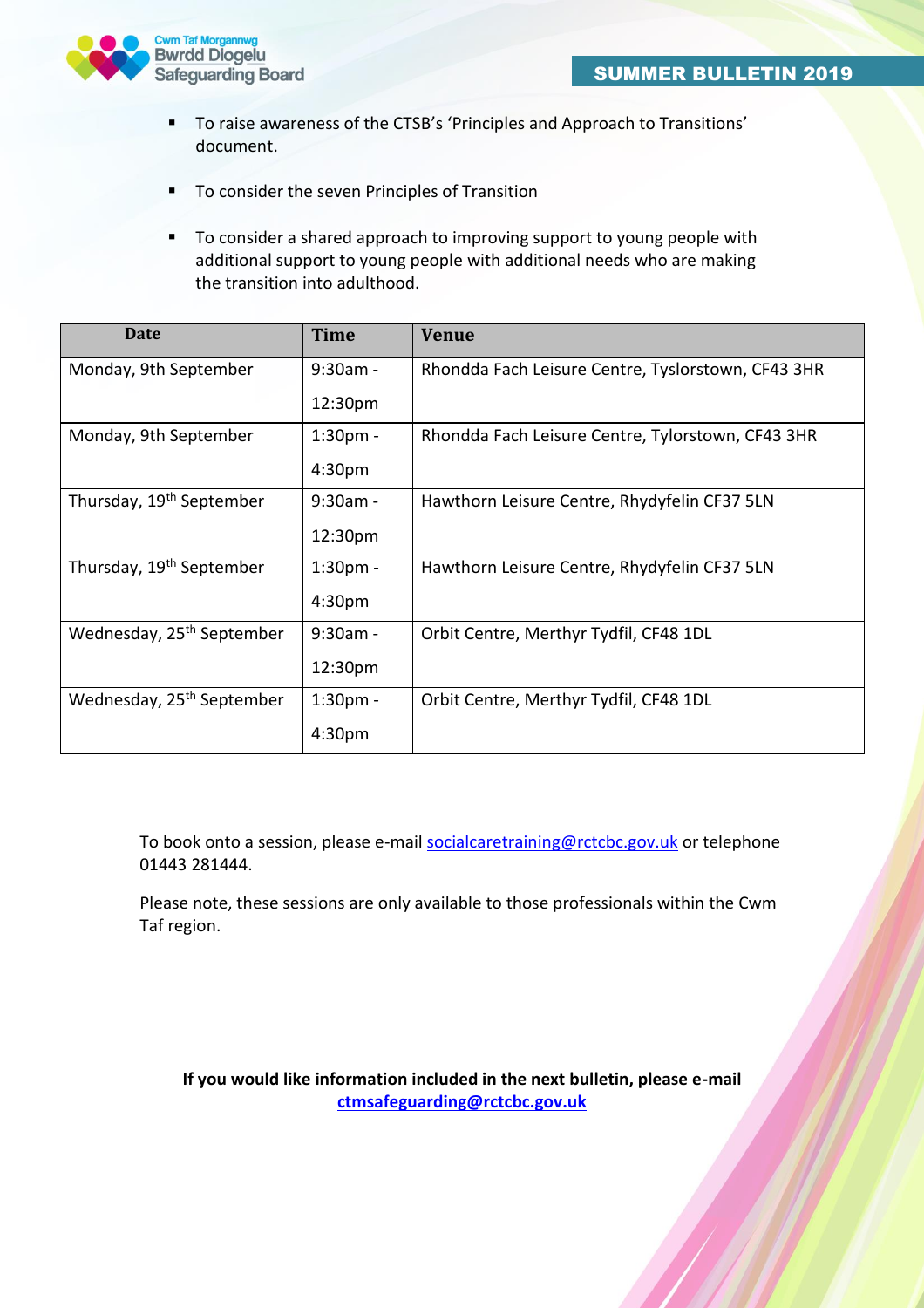- To raise awareness of the CTSB's 'Principles and Approach to Transitions' document.
- To consider the seven Principles of Transition
- To consider a shared approach to improving support to young people with additional support to young people with additional needs who are making the transition into adulthood.

| Date | Time | Venue |
|---|---|---|
| Monday, 9th September | 9:30am - 12:30pm | Rhondda Fach Leisure Centre, Tyslorstown, CF43 3HR |
| Monday, 9th September | 1:30pm - 4:30pm | Rhondda Fach Leisure Centre, Tylorstown, CF43 3HR |
| Thursday, 19th September | 9:30am - 12:30pm | Hawthorn Leisure Centre, Rhydyfelin CF37 5LN |
| Thursday, 19th September | 1:30pm - 4:30pm | Hawthorn Leisure Centre, Rhydyfelin CF37 5LN |
| Wednesday, 25th September | 9:30am - 12:30pm | Orbit Centre, Merthyr Tydfil, CF48 1DL |
| Wednesday, 25th September | 1:30pm - 4:30pm | Orbit Centre, Merthyr Tydfil, CF48 1DL |

To book onto a session, please e-mail socialcaretraining@rctcbc.gov.uk or telephone 01443 281444.

Please note, these sessions are only available to those professionals within the Cwm Taf region.

**If you would like information included in the next bulletin, please e-mail ctmsafeguarding@rctcbc.gov.uk**